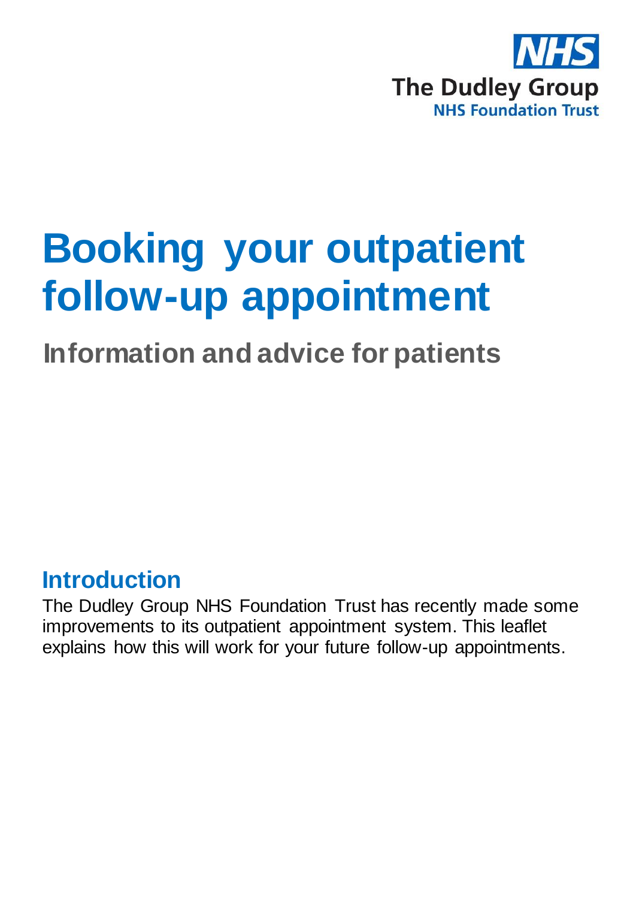NHS

The Dudley Group

NHS Foundation Trust

# Booking your outpatient follow-up appointment

## Information and advice for patients

## Introduction

The Dudley Group NHS Foundation Trust has recently made some improvements to its outpatient appointment system. This leaflet explains how this will work for your future follow-up appointments.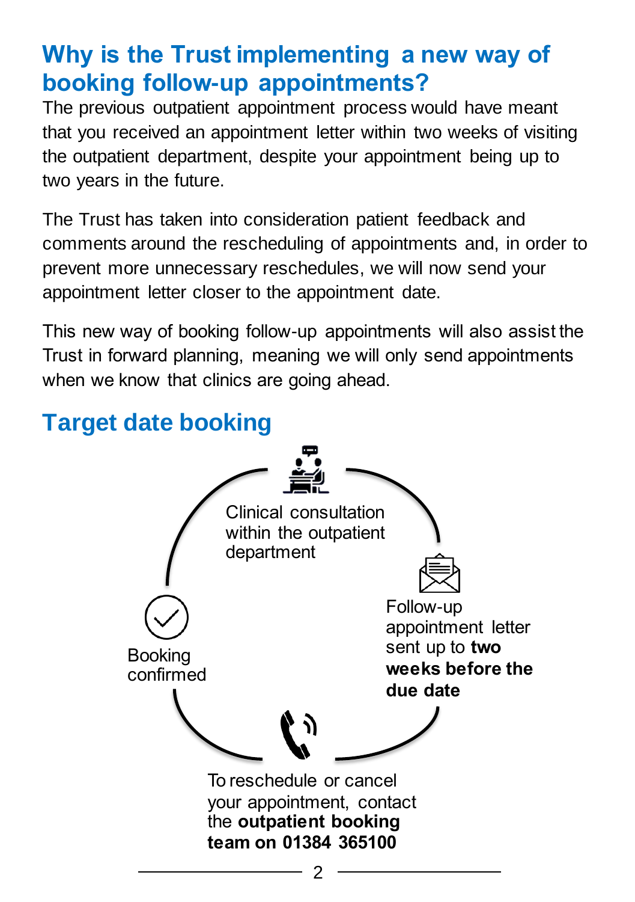## Why is the Trust implementing a new way of booking follow-up appointments?

The previous outpatient appointment process would have meant that you received an appointment letter within two weeks of visiting the outpatient department, despite your appointment being up to two years in the future.

The Trust has taken into consideration patient feedback and comments around the rescheduling of appointments and, in order to prevent more unnecessary reschedules, we will now send your appointment letter closer to the appointment date.

This new way of booking follow-up appointments will also assist the Trust in forward planning, meaning we will only send appointments when we know that clinics are going ahead.

## Target date booking

Clinical consultation within the outpatient department

Follow-up appointment letter sent up to **two weeks before the due date**

To reschedule or cancel your appointment, contact the **outpatient booking team on 01384 365100**

Booking confirmed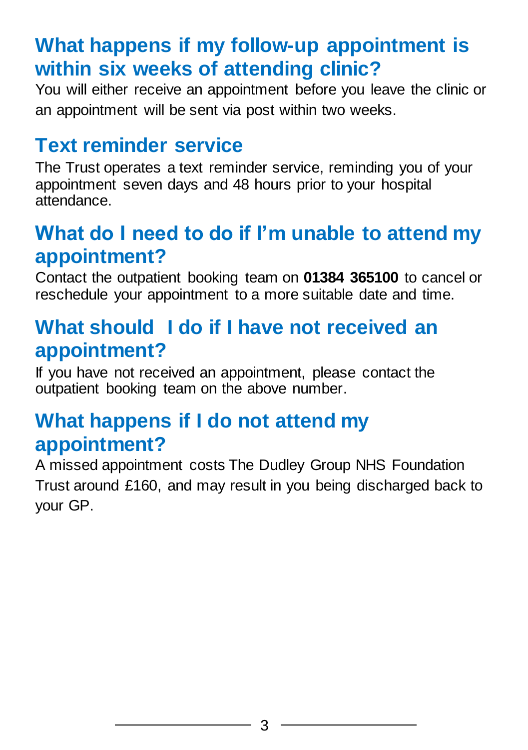## What happens if my follow-up appointment is within six weeks of attending clinic?

You will either receive an appointment before you leave the clinic or an appointment will be sent via post within two weeks.

## Text reminder service

The Trust operates a text reminder service, reminding you of your appointment seven days and 48 hours prior to your hospital attendance.

## What do I need to do if I'm unable to attend my appointment?

Contact the outpatient booking team on **01384 365100** to cancel or reschedule your appointment to a more suitable date and time.

## What should I do if I have not received an appointment?

If you have not received an appointment, please contact the outpatient booking team on the above number.

## What happens if I do not attend my appointment?

A missed appointment costs The Dudley Group NHS Foundation Trust around £160, and may result in you being discharged back to your GP.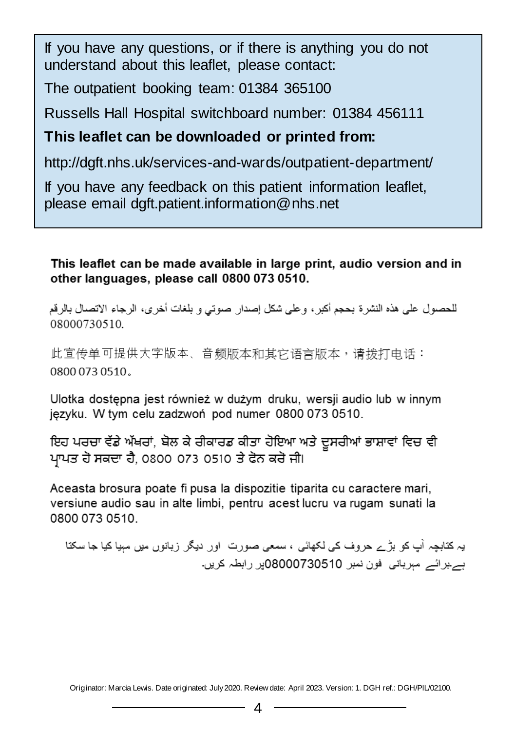If you have any questions, or if there is anything you do not understand about this leaflet, please contact:

The outpatient booking team: 01384 365100

Russells Hall Hospital switchboard number: 01384 456111

**This leaflet can be downloaded or printed from:**

http://dgft.nhs.uk/services-and-wards/outpatient-department/

If you have any feedback on this patient information leaflet, please email dgft.patient.information@nhs.net

**This leaflet can be made available in large print, audio version and in other languages, please call 0800 073 0510.**

للحصول على هذه النشرة بحجم أكبر، وعلى شكل إصدار صوتي و بلغات أخرى، الرجاء الاتصال بالرقم 08000730510.

此宣传单可提供大字版本、音频版本和其它语言版本，请拨打电话：0800 073 0510。

Ulotka dostępna jest również w dużym druku, wersji audio lub w innym języku. W tym celu zadzwoń pod numer 0800 073 0510.

ਇਹ ਪਰਚਾ ਵੱਡੇ ਅੱਖਰਾਂ, ਬੋਲ ਕੇ ਰੀਕਾਰਡ ਕੀਤਾ ਹੋਇਆ ਅਤੇ ਦੂਸਰੀਆਂ ਭਾਸ਼ਾਵਾਂ ਵਿਚ ਵੀ ਪ੍ਰਾਪਤ ਹੋ ਸਕਦਾ ਹੈ, 0800 073 0510 ਤੇ ਫੋਨ ਕਰੋ ਜੀ।

Aceasta brosura poate fi pusa la dispozitie tiparita cu caractere mari, versiune audio sau in alte limbi, pentru acest lucru va rugam sunati la 0800 073 0510.

یہ کتابچہ آپ کو بڑے حروف کی لکھائی ، سمعی صورت اور دیگر زبانوں میں مہیا کیا جا سکتا ہے۔برائے مہربانی فون نمبر 08000730510پر رابطہ کریں۔

Originator: Marcia Lewis. Date originated: July 2020. Review date: April 2023. Version: 1. DGH ref.: DGH/PIL/02100.